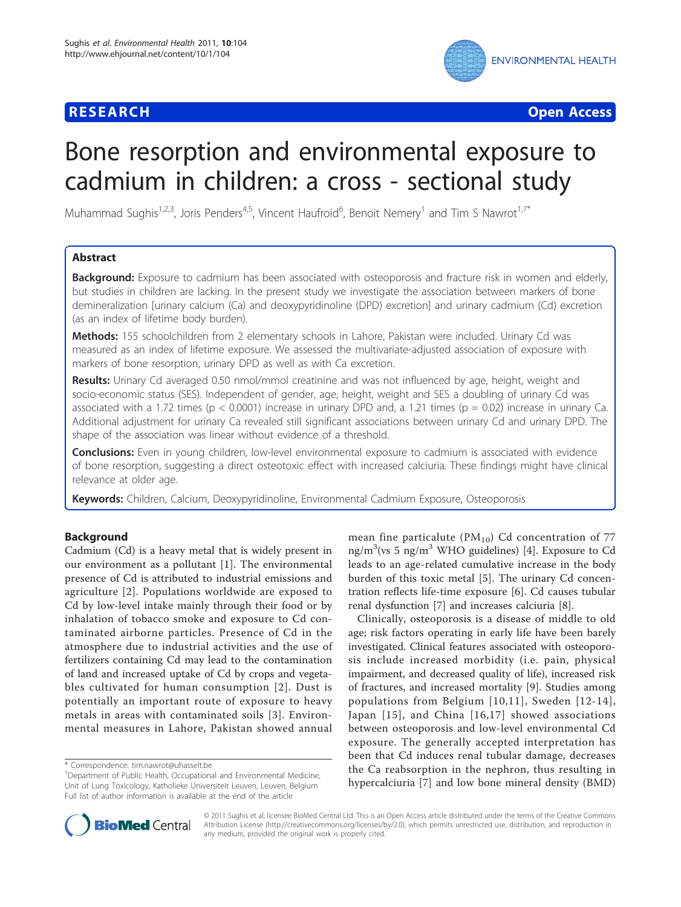**RESEARCH** **Open Access**

# Bone resorption and environmental exposure to cadmium in children: a cross - sectional study

Muhammad Sughis[1,2,3], Joris Penders[4,5], Vincent Haufroid[6], Benoit Nemery[1] and Tim S Nawrot[1,7*]

## Abstract

**Background:** Exposure to cadmium has been associated with osteoporosis and fracture risk in women and elderly, but studies in children are lacking. In the present study we investigate the association between markers of bone demineralization [urinary calcium (Ca) and deoxypyridinoline (DPD) excretion] and urinary cadmium (Cd) excretion (as an index of lifetime body burden).

**Methods:** 155 schoolchildren from 2 elementary schools in Lahore, Pakistan were included. Urinary Cd was measured as an index of lifetime exposure. We assessed the multivariate-adjusted association of exposure with markers of bone resorption, urinary DPD as well as with Ca excretion.

**Results:** Urinary Cd averaged 0.50 nmol/mmol creatinine and was not influenced by age, height, weight and socio-economic status (SES). Independent of gender, age, height, weight and SES a doubling of urinary Cd was associated with a 1.72 times ($p < 0.0001$) increase in urinary DPD and, a 1.21 times ($p = 0.02$) increase in urinary Ca. Additional adjustment for urinary Ca revealed still significant associations between urinary Cd and urinary DPD. The shape of the association was linear without evidence of a threshold.

**Conclusions:** Even in young children, low-level environmental exposure to cadmium is associated with evidence of bone resorption, suggesting a direct osteotoxic effect with increased calciuria. These findings might have clinical relevance at older age.

**Keywords:** Children, Calcium, Deoxypyridinoline, Environmental Cadmium Exposure, Osteoporosis

## Background

Cadmium (Cd) is a heavy metal that is widely present in our environment as a pollutant [1]. The environmental presence of Cd is attributed to industrial emissions and agriculture [2]. Populations worldwide are exposed to Cd by low-level intake mainly through their food or by inhalation of tobacco smoke and exposure to Cd contaminated airborne particles. Presence of Cd in the atmosphere due to industrial activities and the use of fertilizers containing Cd may lead to the contamination of land and increased uptake of Cd by crops and vegetables cultivated for human consumption [2]. Dust is potentially an important route of exposure to heavy metals in areas with contaminated soils [3]. Environmental measures in Lahore, Pakistan showed annual mean fine particalute ($PM_{10}$) Cd concentration of 77 ng/$m^3$(vs 5 ng/$m^3$ WHO guidelines) [4]. Exposure to Cd leads to an age-related cumulative increase in the body burden of this toxic metal [5]. The urinary Cd concentration reflects life-time exposure [6]. Cd causes tubular renal dysfunction [7] and increases calciuria [8].

Clinically, osteoporosis is a disease of middle to old age; risk factors operating in early life have been barely investigated. Clinical features associated with osteoporosis include increased morbidity (i.e. pain, physical impairment, and decreased quality of life), increased risk of fractures, and increased mortality [9]. Studies among populations from Belgium [10,11], Sweden [12-14], Japan [15], and China [16,17] showed associations between osteoporosis and low-level environmental Cd exposure. The generally accepted interpretation has been that Cd induces renal tubular damage, decreases the Ca reabsorption in the nephron, thus resulting in hypercalciuria [7] and low bone mineral density (BMD)

\* Correspondence: tim.nawrot@uhasselt.be
[1]Department of Public Health, Occupational and Environmental Medicine, Unit of Lung Toxicology, Katholieke Universiteit Leuven, Leuven, Belgium
Full list of author information is available at the end of the article

© 2011 Sughis et al; licensee BioMed Central Ltd. This is an Open Access article distributed under the terms of the Creative Commons Attribution License (http://creativecommons.org/licenses/by/2.0), which permits unrestricted use, distribution, and reproduction in any medium, provided the original work is properly cited.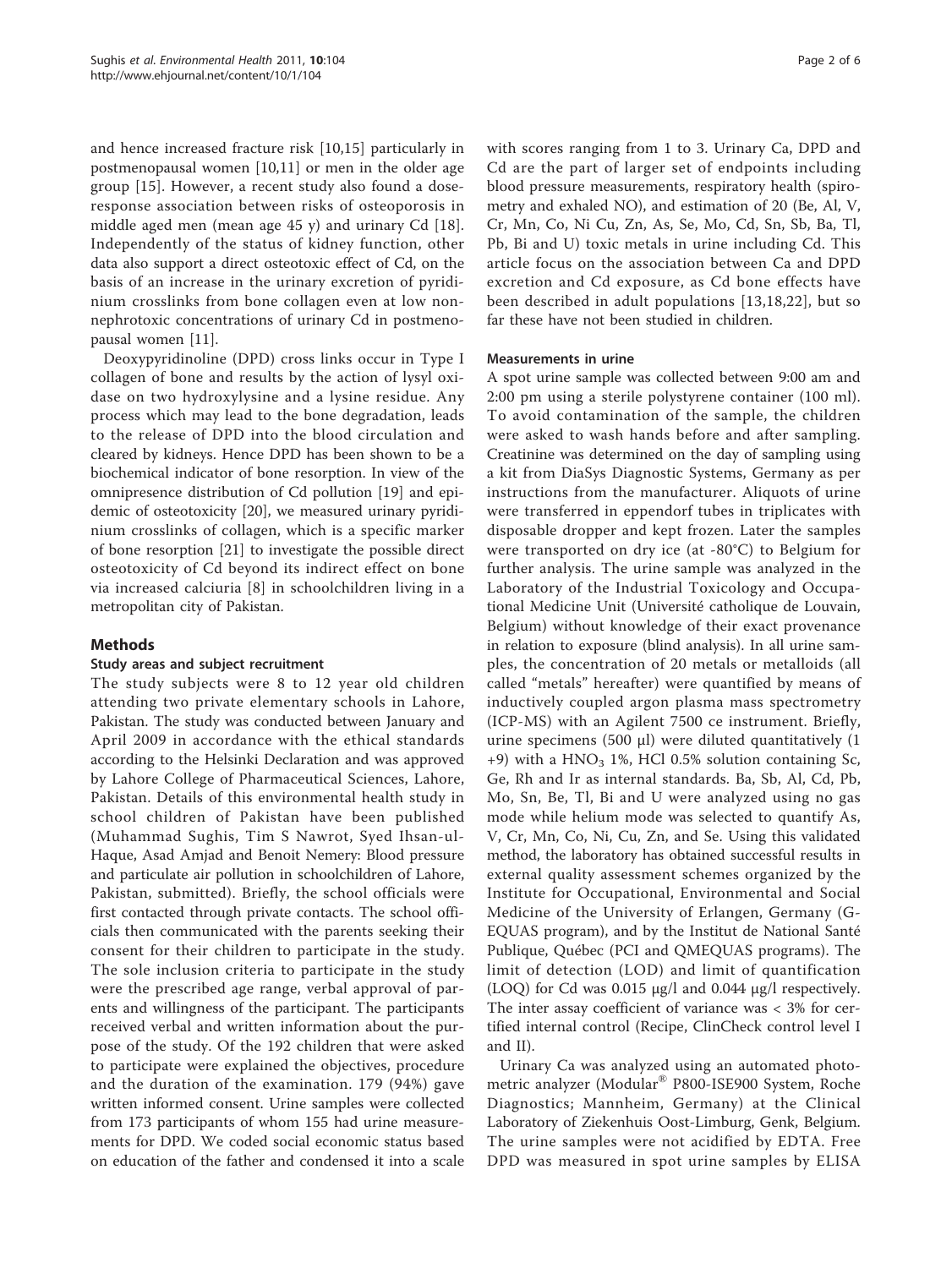and hence increased fracture risk [10,15] particularly in postmenopausal women [10,11] or men in the older age group [15]. However, a recent study also found a dose-response association between risks of osteoporosis in middle aged men (mean age 45 y) and urinary Cd [18]. Independently of the status of kidney function, other data also support a direct osteotoxic effect of Cd, on the basis of an increase in the urinary excretion of pyridinium crosslinks from bone collagen even at low non-nephrotoxic concentrations of urinary Cd in postmenopausal women [11].

Deoxypyridinoline (DPD) cross links occur in Type I collagen of bone and results by the action of lysyl oxidase on two hydroxylysine and a lysine residue. Any process which may lead to the bone degradation, leads to the release of DPD into the blood circulation and cleared by kidneys. Hence DPD has been shown to be a biochemical indicator of bone resorption. In view of the omnipresence distribution of Cd pollution [19] and epidemic of osteotoxicity [20], we measured urinary pyridinium crosslinks of collagen, which is a specific marker of bone resorption [21] to investigate the possible direct osteotoxicity of Cd beyond its indirect effect on bone via increased calciuria [8] in schoolchildren living in a metropolitan city of Pakistan.

## Methods

### Study areas and subject recruitment

The study subjects were 8 to 12 year old children attending two private elementary schools in Lahore, Pakistan. The study was conducted between January and April 2009 in accordance with the ethical standards according to the Helsinki Declaration and was approved by Lahore College of Pharmaceutical Sciences, Lahore, Pakistan. Details of this environmental health study in school children of Pakistan have been published (Muhammad Sughis, Tim S Nawrot, Syed Ihsan-ul-Haque, Asad Amjad and Benoit Nemery: Blood pressure and particulate air pollution in schoolchildren of Lahore, Pakistan, submitted). Briefly, the school officials were first contacted through private contacts. The school officials then communicated with the parents seeking their consent for their children to participate in the study. The sole inclusion criteria to participate in the study were the prescribed age range, verbal approval of parents and willingness of the participant. The participants received verbal and written information about the purpose of the study. Of the 192 children that were asked to participate were explained the objectives, procedure and the duration of the examination. 179 (94%) gave written informed consent. Urine samples were collected from 173 participants of whom 155 had urine measurements for DPD. We coded social economic status based on education of the father and condensed it into a scale with scores ranging from 1 to 3. Urinary Ca, DPD and Cd are the part of larger set of endpoints including blood pressure measurements, respiratory health (spirometry and exhaled NO), and estimation of 20 (Be, Al, V, Cr, Mn, Co, Ni Cu, Zn, As, Se, Mo, Cd, Sn, Sb, Ba, Tl, Pb, Bi and U) toxic metals in urine including Cd. This article focus on the association between Ca and DPD excretion and Cd exposure, as Cd bone effects have been described in adult populations [13,18,22], but so far these have not been studied in children.

### Measurements in urine

A spot urine sample was collected between 9:00 am and 2:00 pm using a sterile polystyrene container (100 ml). To avoid contamination of the sample, the children were asked to wash hands before and after sampling. Creatinine was determined on the day of sampling using a kit from DiaSys Diagnostic Systems, Germany as per instructions from the manufacturer. Aliquots of urine were transferred in eppendorf tubes in triplicates with disposable dropper and kept frozen. Later the samples were transported on dry ice (at -80°C) to Belgium for further analysis. The urine sample was analyzed in the Laboratory of the Industrial Toxicology and Occupational Medicine Unit (Université catholique de Louvain, Belgium) without knowledge of their exact provenance in relation to exposure (blind analysis). In all urine samples, the concentration of 20 metals or metalloids (all called "metals" hereafter) were quantified by means of inductively coupled argon plasma mass spectrometry (ICP-MS) with an Agilent 7500 ce instrument. Briefly, urine specimens (500 µl) were diluted quantitatively (1 +9) with a $HNO_3$ 1%, HCl 0.5% solution containing Sc, Ge, Rh and Ir as internal standards. Ba, Sb, Al, Cd, Pb, Mo, Sn, Be, Tl, Bi and U were analyzed using no gas mode while helium mode was selected to quantify As, V, Cr, Mn, Co, Ni, Cu, Zn, and Se. Using this validated method, the laboratory has obtained successful results in external quality assessment schemes organized by the Institute for Occupational, Environmental and Social Medicine of the University of Erlangen, Germany (G-EQUAS program), and by the Institut de National Santé Publique, Québec (PCI and QMEQUAS programs). The limit of detection (LOD) and limit of quantification (LOQ) for Cd was 0.015 µg/l and 0.044 µg/l respectively. The inter assay coefficient of variance was < 3% for certified internal control (Recipe, ClinCheck control level I and II).

Urinary Ca was analyzed using an automated photometric analyzer (Modular® P800-ISE900 System, Roche Diagnostics; Mannheim, Germany) at the Clinical Laboratory of Ziekenhuis Oost-Limburg, Genk, Belgium. The urine samples were not acidified by EDTA. Free DPD was measured in spot urine samples by ELISA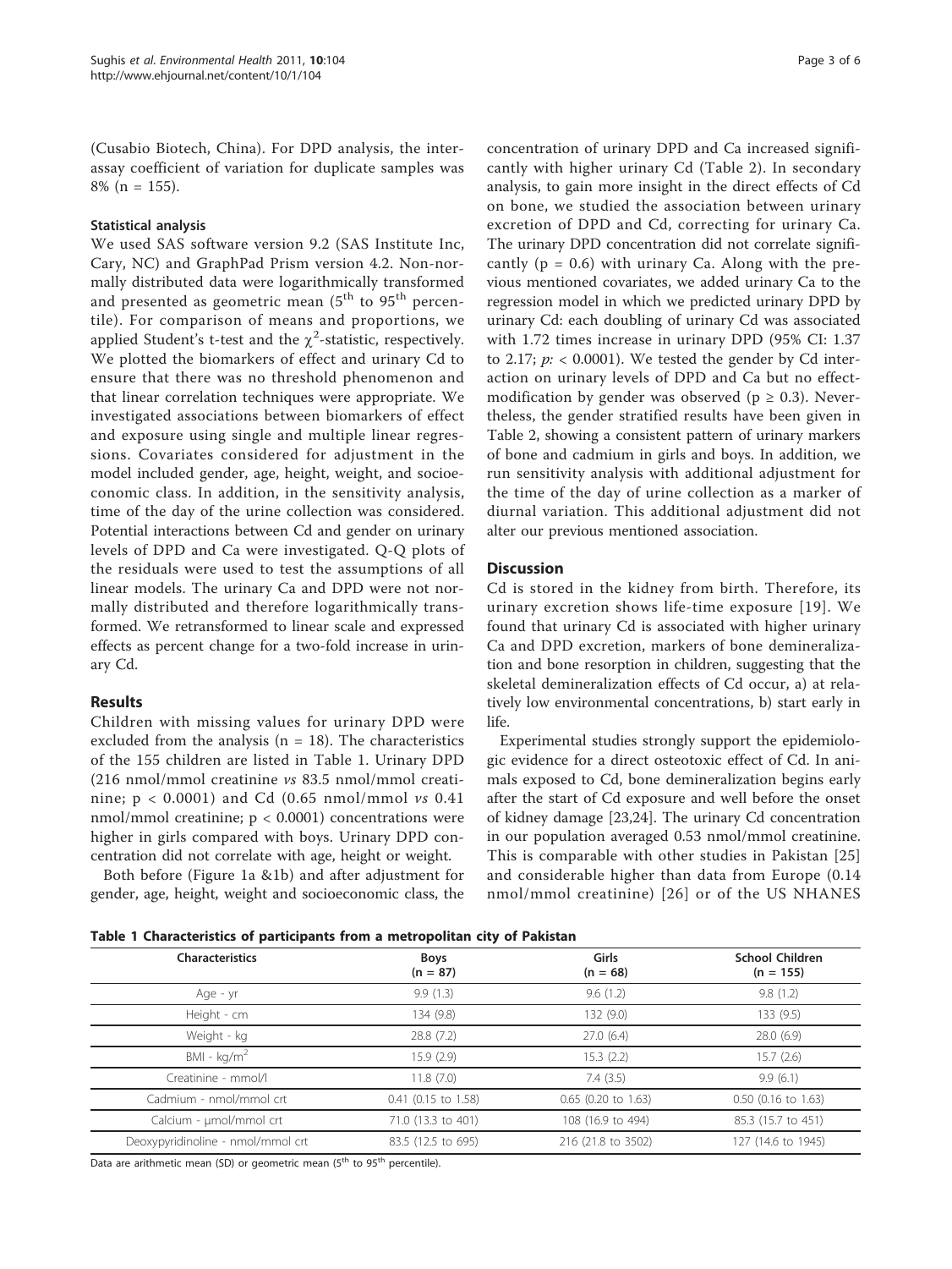(Cusabio Biotech, China). For DPD analysis, the inter-assay coefficient of variation for duplicate samples was 8% (n = 155).

### Statistical analysis

We used SAS software version 9.2 (SAS Institute Inc, Cary, NC) and GraphPad Prism version 4.2. Non-normally distributed data were logarithmically transformed and presented as geometric mean (5[th] to 95[th] percentile). For comparison of means and proportions, we applied Student's t-test and the $\chi^2$-statistic, respectively. We plotted the biomarkers of effect and urinary Cd to ensure that there was no threshold phenomenon and that linear correlation techniques were appropriate. We investigated associations between biomarkers of effect and exposure using single and multiple linear regressions. Covariates considered for adjustment in the model included gender, age, height, weight, and socioeconomic class. In addition, in the sensitivity analysis, time of the day of the urine collection was considered. Potential interactions between Cd and gender on urinary levels of DPD and Ca were investigated. Q-Q plots of the residuals were used to test the assumptions of all linear models. The urinary Ca and DPD were not normally distributed and therefore logarithmically transformed. We retransformed to linear scale and expressed effects as percent change for a two-fold increase in urinary Cd.

## Results

Children with missing values for urinary DPD were excluded from the analysis (n = 18). The characteristics of the 155 children are listed in Table 1. Urinary DPD (216 nmol/mmol creatinine *vs* 83.5 nmol/mmol creatinine; $p < 0.0001$) and Cd (0.65 nmol/mmol *vs* 0.41 nmol/mmol creatinine; $p < 0.0001$) concentrations were higher in girls compared with boys. Urinary DPD concentration did not correlate with age, height or weight.

Both before (Figure 1a &1b) and after adjustment for gender, age, height, weight and socioeconomic class, the concentration of urinary DPD and Ca increased significantly with higher urinary Cd (Table 2). In secondary analysis, to gain more insight in the direct effects of Cd on bone, we studied the association between urinary excretion of DPD and Cd, correcting for urinary Ca. The urinary DPD concentration did not correlate significantly ($p = 0.6$) with urinary Ca. Along with the previous mentioned covariates, we added urinary Ca to the regression model in which we predicted urinary DPD by urinary Cd: each doubling of urinary Cd was associated with 1.72 times increase in urinary DPD (95% CI: 1.37 to 2.17; $p < 0.0001$). We tested the gender by Cd interaction on urinary levels of DPD and Ca but no effect-modification by gender was observed ($p \geq 0.3$). Nevertheless, the gender stratified results have been given in Table 2, showing a consistent pattern of urinary markers of bone and cadmium in girls and boys. In addition, we run sensitivity analysis with additional adjustment for the time of the day of urine collection as a marker of diurnal variation. This additional adjustment did not alter our previous mentioned association.

## Discussion

Cd is stored in the kidney from birth. Therefore, its urinary excretion shows life-time exposure [19]. We found that urinary Cd is associated with higher urinary Ca and DPD excretion, markers of bone demineralization and bone resorption in children, suggesting that the skeletal demineralization effects of Cd occur, a) at relatively low environmental concentrations, b) start early in life.

Experimental studies strongly support the epidemiologic evidence for a direct osteotoxic effect of Cd. In animals exposed to Cd, bone demineralization begins early after the start of Cd exposure and well before the onset of kidney damage [23,24]. The urinary Cd concentration in our population averaged 0.53 nmol/mmol creatinine. This is comparable with other studies in Pakistan [25] and considerable higher than data from Europe (0.14 nmol/mmol creatinine) [26] or of the US NHANES

**Table 1 Characteristics of participants from a metropolitan city of Pakistan**

| Characteristics | Boys (n = 87) | Girls (n = 68) | School Children (n = 155) |
|---|---|---|---|
| Age - yr | 9.9 (1.3) | 9.6 (1.2) | 9.8 (1.2) |
| Height - cm | 134 (9.8) | 132 (9.0) | 133 (9.5) |
| Weight - kg | 28.8 (7.2) | 27.0 (6.4) | 28.0 (6.9) |
| BMI - kg/m$^2$ | 15.9 (2.9) | 15.3 (2.2) | 15.7 (2.6) |
| Creatinine - mmol/l | 11.8 (7.0) | 7.4 (3.5) | 9.9 (6.1) |
| Cadmium - nmol/mmol crt | 0.41 (0.15 to 1.58) | 0.65 (0.20 to 1.63) | 0.50 (0.16 to 1.63) |
| Calcium - μmol/mmol crt | 71.0 (13.3 to 401) | 108 (16.9 to 494) | 85.3 (15.7 to 451) |
| Deoxypyridinoline - nmol/mmol crt | 83.5 (12.5 to 695) | 216 (21.8 to 3502) | 127 (14.6 to 1945) |

Data are arithmetic mean (SD) or geometric mean (5[th] to 95[th] percentile).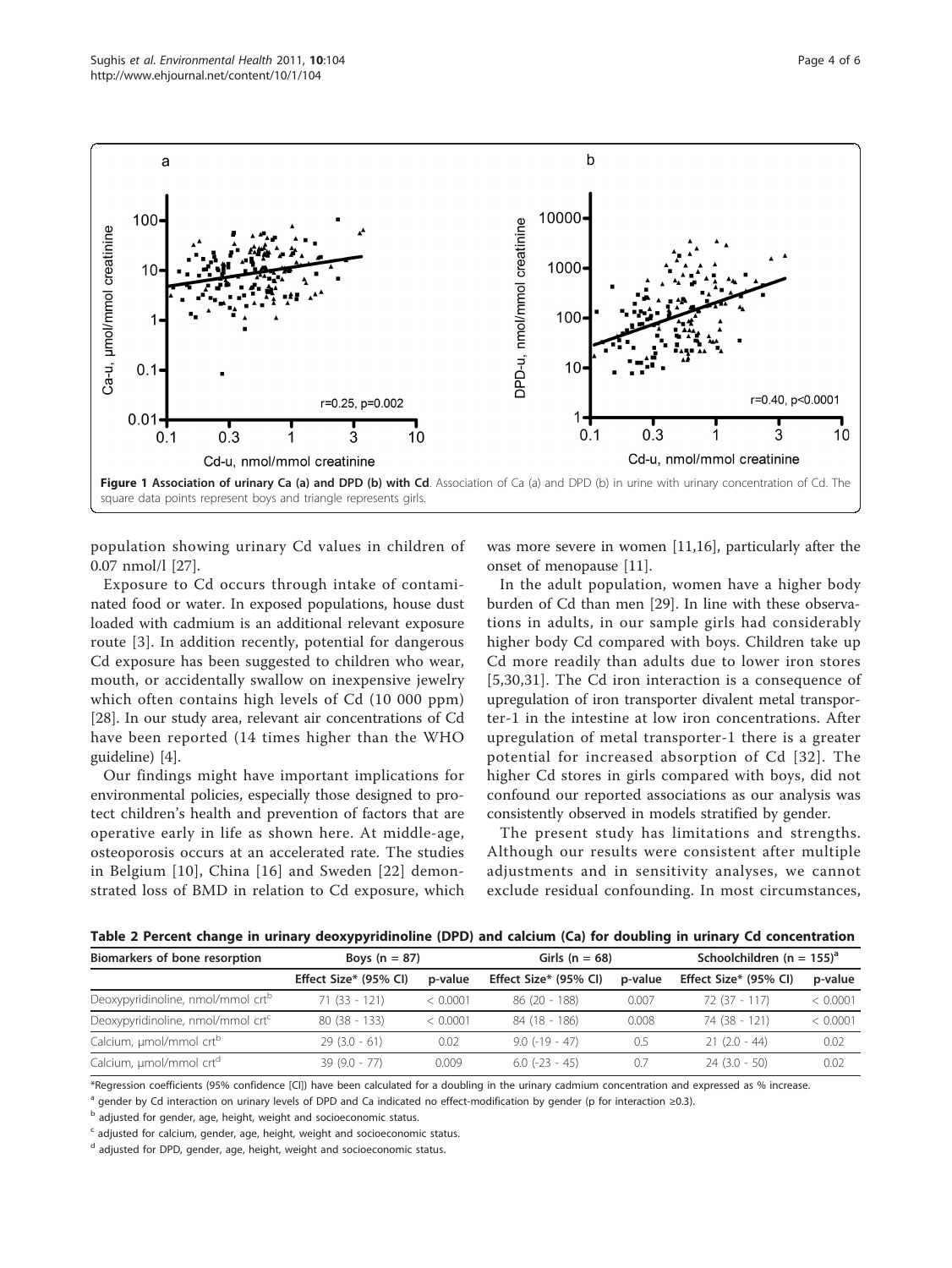a

100
10
1
0.1
0.01

Ca-u, µmol/mmol creatinine

0.1 0.3 1 3 10

Cd-u, nmol/mmol creatinine

r=0.25, p=0.002

b

10000
1000
100
10
1

DPD-u, nmol/mmol creatinine

0.1 0.3 1 3 10

Cd-u, nmol/mmol creatinine

r=0.40, p<0.0001

**Figure 1 Association of urinary Ca (a) and DPD (b) with Cd**. Association of Ca (a) and DPD (b) in urine with urinary concentration of Cd. The square data points represent boys and triangle represents girls.

population showing urinary Cd values in children of 0.07 nmol/l [27].

Exposure to Cd occurs through intake of contaminated food or water. In exposed populations, house dust loaded with cadmium is an additional relevant exposure route [3]. In addition recently, potential for dangerous Cd exposure has been suggested to children who wear, mouth, or accidentally swallow on inexpensive jewelry which often contains high levels of Cd (10 000 ppm) [28]. In our study area, relevant air concentrations of Cd have been reported (14 times higher than the WHO guideline) [4].

Our findings might have important implications for environmental policies, especially those designed to protect children's health and prevention of factors that are operative early in life as shown here. At middle-age, osteoporosis occurs at an accelerated rate. The studies in Belgium [10], China [16] and Sweden [22] demonstrated loss of BMD in relation to Cd exposure, which was more severe in women [11,16], particularly after the onset of menopause [11].

In the adult population, women have a higher body burden of Cd than men [29]. In line with these observations in adults, in our sample girls had considerably higher body Cd compared with boys. Children take up Cd more readily than adults due to lower iron stores [5,30,31]. The Cd iron interaction is a consequence of upregulation of iron transporter divalent metal transporter-1 in the intestine at low iron concentrations. After upregulation of metal transporter-1 there is a greater potential for increased absorption of Cd [32]. The higher Cd stores in girls compared with boys, did not confound our reported associations as our analysis was consistently observed in models stratified by gender.

The present study has limitations and strengths. Although our results were consistent after multiple adjustments and in sensitivity analyses, we cannot exclude residual confounding. In most circumstances,

**Table 2 Percent change in urinary deoxypyridinoline (DPD) and calcium (Ca) for doubling in urinary Cd concentration**

| Biomarkers of bone resorption | Boys (n = 87) | | Girls (n = 68) | | Schoolchildren (n = 155)[a] | |
|---|---|---|---|---|---|---|
| | Effect Size* (95% CI) | p-value | Effect Size* (95% CI) | p-value | Effect Size* (95% CI) | p-value |
| Deoxypyridinoline, nmol/mmol crt[b] | 71 (33 - 121) | < 0.0001 | 86 (20 - 188) | 0.007 | 72 (37 - 117) | < 0.0001 |
| Deoxypyridinoline, nmol/mmol crt[c] | 80 (38 - 133) | < 0.0001 | 84 (18 - 186) | 0.008 | 74 (38 - 121) | < 0.0001 |
| Calcium, µmol/mmol crt[b] | 29 (3.0 - 61) | 0.02 | 9.0 (-19 - 47) | 0.5 | 21 (2.0 - 44) | 0.02 |
| Calcium, µmol/mmol crt[d] | 39 (9.0 - 77) | 0.009 | 6.0 (-23 - 45) | 0.7 | 24 (3.0 - 50) | 0.02 |

*Regression coefficients (95% confidence [CI]) have been calculated for a doubling in the urinary cadmium concentration and expressed as % increase.

[a] gender by Cd interaction on urinary levels of DPD and Ca indicated no effect-modification by gender (p for interaction ≥0.3).

[b] adjusted for gender, age, height, weight and socioeconomic status.

[c] adjusted for calcium, gender, age, height, weight and socioeconomic status.

[d] adjusted for DPD, gender, age, height, weight and socioeconomic status.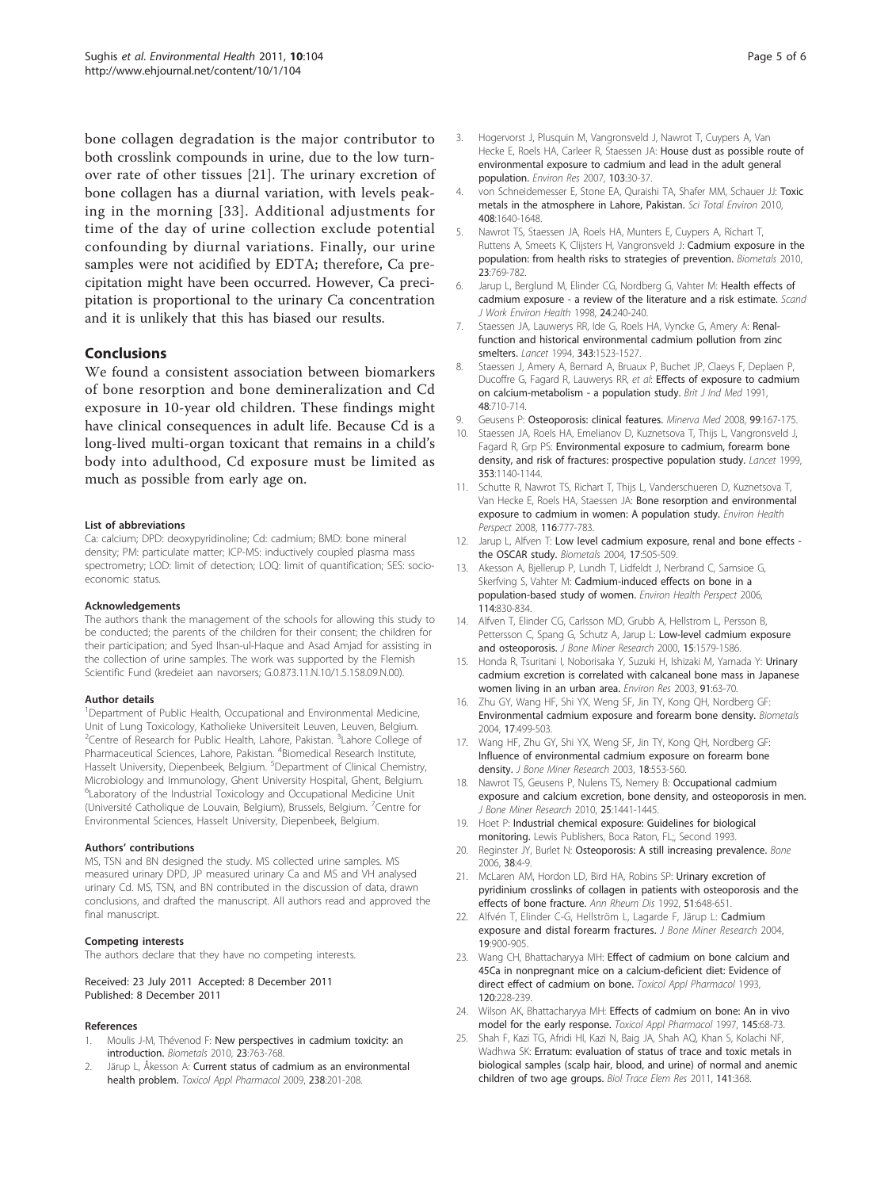bone collagen degradation is the major contributor to both crosslink compounds in urine, due to the low turnover rate of other tissues [21]. The urinary excretion of bone collagen has a diurnal variation, with levels peaking in the morning [33]. Additional adjustments for time of the day of urine collection exclude potential confounding by diurnal variations. Finally, our urine samples were not acidified by EDTA; therefore, Ca precipitation might have been occurred. However, Ca precipitation is proportional to the urinary Ca concentration and it is unlikely that this has biased our results.

## Conclusions

We found a consistent association between biomarkers of bone resorption and bone demineralization and Cd exposure in 10-year old children. These findings might have clinical consequences in adult life. Because Cd is a long-lived multi-organ toxicant that remains in a child's body into adulthood, Cd exposure must be limited as much as possible from early age on.

#### List of abbreviations

Ca: calcium; DPD: deoxypyridinoline; Cd: cadmium; BMD: bone mineral density; PM: particulate matter; ICP-MS: inductively coupled plasma mass spectrometry; LOD: limit of detection; LOQ: limit of quantification; SES: socio-economic status.

#### Acknowledgements

The authors thank the management of the schools for allowing this study to be conducted; the parents of the children for their consent; the children for their participation; and Syed Ihsan-ul-Haque and Asad Amjad for assisting in the collection of urine samples. The work was supported by the Flemish Scientific Fund (kredeiet aan navorsers; G.0.873.11.N.10/1.5.158.09.N.00).

#### Author details

[1]Department of Public Health, Occupational and Environmental Medicine, Unit of Lung Toxicology, Katholieke Universiteit Leuven, Leuven, Belgium. [2]Centre of Research for Public Health, Lahore, Pakistan. [3]Lahore College of Pharmaceutical Sciences, Lahore, Pakistan. [4]Biomedical Research Institute, Hasselt University, Diepenbeek, Belgium. [5]Department of Clinical Chemistry, Microbiology and Immunology, Ghent University Hospital, Ghent, Belgium. [6]Laboratory of the Industrial Toxicology and Occupational Medicine Unit (Université Catholique de Louvain, Belgium), Brussels, Belgium. [7]Centre for Environmental Sciences, Hasselt University, Diepenbeek, Belgium.

#### Authors' contributions

MS, TSN and BN designed the study. MS collected urine samples. MS measured urinary DPD, JP measured urinary Ca and MS and VH analysed urinary Cd. MS, TSN, and BN contributed in the discussion of data, drawn conclusions, and drafted the manuscript. All authors read and approved the final manuscript.

#### Competing interests

The authors declare that they have no competing interests.

Received: 23 July 2011 Accepted: 8 December 2011
Published: 8 December 2011

#### References

1. Moulis J-M, Thévenod F: **New perspectives in cadmium toxicity: an introduction.** *Biometals* 2010, **23**:763-768.
2. Järup L, Åkesson A: **Current status of cadmium as an environmental health problem.** *Toxicol Appl Pharmacol* 2009, **238**:201-208.
3. Hogervorst J, Plusquin M, Vangronsveld J, Nawrot T, Cuypers A, Van Hecke E, Roels HA, Carleer R, Staessen JA: **House dust as possible route of environmental exposure to cadmium and lead in the adult general population.** *Environ Res* 2007, **103**:30-37.
4. von Schneidemesser E, Stone EA, Quraishi TA, Shafer MM, Schauer JJ: **Toxic metals in the atmosphere in Lahore, Pakistan.** *Sci Total Environ* 2010, **408**:1640-1648.
5. Nawrot TS, Staessen JA, Roels HA, Munters E, Cuypers A, Richart T, Ruttens A, Smeets K, Clijsters H, Vangronsveld J: **Cadmium exposure in the population: from health risks to strategies of prevention.** *Biometals* 2010, **23**:769-782.
6. Jarup L, Berglund M, Elinder CG, Nordberg G, Vahter M: **Health effects of cadmium exposure - a review of the literature and a risk estimate.** *Scand J Work Environ Health* 1998, **24**:240-240.
7. Staessen JA, Lauwerys RR, Ide G, Roels HA, Vyncke G, Amery A: **Renal-function and historical environmental cadmium pollution from zinc smelters.** *Lancet* 1994, **343**:1523-1527.
8. Staessen J, Amery A, Bernard A, Bruaux P, Buchet JP, Claeys F, Deplaen P, Ducoffre G, Fagard R, Lauwerys RR, *et al*: **Effects of exposure to cadmium on calcium-metabolism - a population study.** *Brit J Ind Med* 1991, **48**:710-714.
9. Geusens P: **Osteoporosis: clinical features.** *Minerva Med* 2008, **99**:167-175.
10. Staessen JA, Roels HA, Emelianov D, Kuznetsova T, Thijs L, Vangronsveld J, Fagard R, Grp PS: **Environmental exposure to cadmium, forearm bone density, and risk of fractures: prospective population study.** *Lancet* 1999, **353**:1140-1144.
11. Schutte R, Nawrot TS, Richart T, Thijs L, Vanderschueren D, Kuznetsova T, Van Hecke E, Roels HA, Staessen JA: **Bone resorption and environmental exposure to cadmium in women: A population study.** *Environ Health Perspect* 2008, **116**:777-783.
12. Jarup L, Alfven T: **Low level cadmium exposure, renal and bone effects - the OSCAR study.** *Biometals* 2004, **17**:505-509.
13. Akesson A, Bjellerup P, Lundh T, Lidfeldt J, Nerbrand C, Samsioe G, Skerfving S, Vahter M: **Cadmium-induced effects on bone in a population-based study of women.** *Environ Health Perspect* 2006, **114**:830-834.
14. Alfven T, Elinder CG, Carlsson MD, Grubb A, Hellstrom L, Persson B, Pettersson C, Spang G, Schutz A, Jarup L: **Low-level cadmium exposure and osteoporosis.** *J Bone Miner Research* 2000, **15**:1579-1586.
15. Honda R, Tsuritani I, Noborisaka Y, Suzuki H, Ishizaki M, Yamada Y: **Urinary cadmium excretion is correlated with calcaneal bone mass in Japanese women living in an urban area.** *Environ Res* 2003, **91**:63-70.
16. Zhu GY, Wang HF, Shi YX, Weng SF, Jin TY, Kong QH, Nordberg GF: **Environmental cadmium exposure and forearm bone density.** *Biometals* 2004, **17**:499-503.
17. Wang HF, Zhu GY, Shi YX, Weng SF, Jin TY, Kong QH, Nordberg GF: **Influence of environmental cadmium exposure on forearm bone density.** *J Bone Miner Research* 2003, **18**:553-560.
18. Nawrot TS, Geusens P, Nulens TS, Nemery B: **Occupational cadmium exposure and calcium excretion, bone density, and osteoporosis in men.** *J Bone Miner Research* 2010, **25**:1441-1445.
19. Hoet P: **Industrial chemical exposure: Guidelines for biological monitoring.** Lewis Publishers, Boca Raton, FL;, Second 1993.
20. Reginster JY, Burlet N: **Osteoporosis: A still increasing prevalence.** *Bone* 2006, **38**:4-9.
21. McLaren AM, Hordon LD, Bird HA, Robins SP: **Urinary excretion of pyridinium crosslinks of collagen in patients with osteoporosis and the effects of bone fracture.** *Ann Rheum Dis* 1992, **51**:648-651.
22. Alfvén T, Elinder C-G, Hellström L, Lagarde F, Järup L: **Cadmium exposure and distal forearm fractures.** *J Bone Miner Research* 2004, **19**:900-905.
23. Wang CH, Bhattacharyya MH: **Effect of cadmium on bone calcium and 45Ca in nonpregnant mice on a calcium-deficient diet: Evidence of direct effect of cadmium on bone.** *Toxicol Appl Pharmacol* 1993, **120**:228-239.
24. Wilson AK, Bhattacharyya MH: **Effects of cadmium on bone: An in vivo model for the early response.** *Toxicol Appl Pharmacol* 1997, **145**:68-73.
25. Shah F, Kazi TG, Afridi HI, Kazi N, Baig JA, Shah AQ, Khan S, Kolachi NF, Wadhwa SK: **Erratum: evaluation of status of trace and toxic metals in biological samples (scalp hair, blood, and urine) of normal and anemic children of two age groups.** *Biol Trace Elem Res* 2011, **141**:368.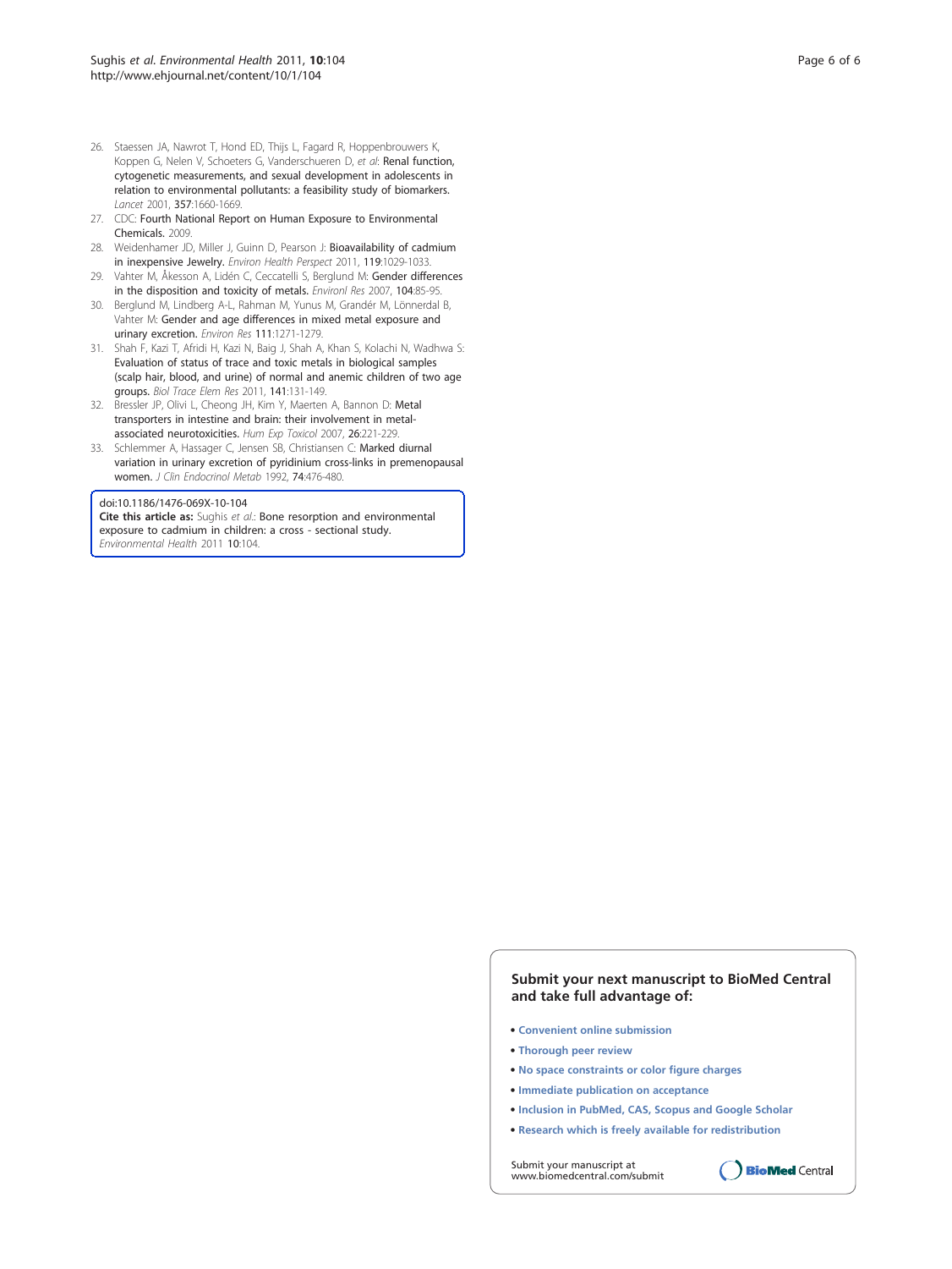26. Staessen JA, Nawrot T, Hond ED, Thijs L, Fagard R, Hoppenbrouwers K, Koppen G, Nelen V, Schoeters G, Vanderschueren D, *et al*: **Renal function, cytogenetic measurements, and sexual development in adolescents in relation to environmental pollutants: a feasibility study of biomarkers.** *Lancet* 2001, **357**:1660-1669.
27. CDC: **Fourth National Report on Human Exposure to Environmental Chemicals.** 2009.
28. Weidenhamer JD, Miller J, Guinn D, Pearson J: **Bioavailability of cadmium in inexpensive Jewelry.** *Environ Health Perspect* 2011, **119**:1029-1033.
29. Vahter M, Åkesson A, Lidén C, Ceccatelli S, Berglund M: **Gender differences in the disposition and toxicity of metals.** *Environl Res* 2007, **104**:85-95.
30. Berglund M, Lindberg A-L, Rahman M, Yunus M, Grandér M, Lönnerdal B, Vahter M: **Gender and age differences in mixed metal exposure and urinary excretion.** *Environ Res* **111**:1271-1279.
31. Shah F, Kazi T, Afridi H, Kazi N, Baig J, Shah A, Khan S, Kolachi N, Wadhwa S: **Evaluation of status of trace and toxic metals in biological samples (scalp hair, blood, and urine) of normal and anemic children of two age groups.** *Biol Trace Elem Res* 2011, **141**:131-149.
32. Bressler JP, Olivi L, Cheong JH, Kim Y, Maerten A, Bannon D: **Metal transporters in intestine and brain: their involvement in metal-associated neurotoxicities.** *Hum Exp Toxicol* 2007, **26**:221-229.
33. Schlemmer A, Hassager C, Jensen SB, Christiansen C: **Marked diurnal variation in urinary excretion of pyridinium cross-links in premenopausal women.** *J Clin Endocrinol Metab* 1992, **74**:476-480.

doi:10.1186/1476-069X-10-104
**Cite this article as:** Sughis *et al.*: Bone resorption and environmental exposure to cadmium in children: a cross - sectional study. *Environmental Health* 2011 **10**:104.

**Submit your next manuscript to BioMed Central and take full advantage of:**

- Convenient online submission
- Thorough peer review
- No space constraints or color figure charges
- Immediate publication on acceptance
- Inclusion in PubMed, CAS, Scopus and Google Scholar
- Research which is freely available for redistribution

Submit your manuscript at
www.biomedcentral.com/submit

BioMed Central